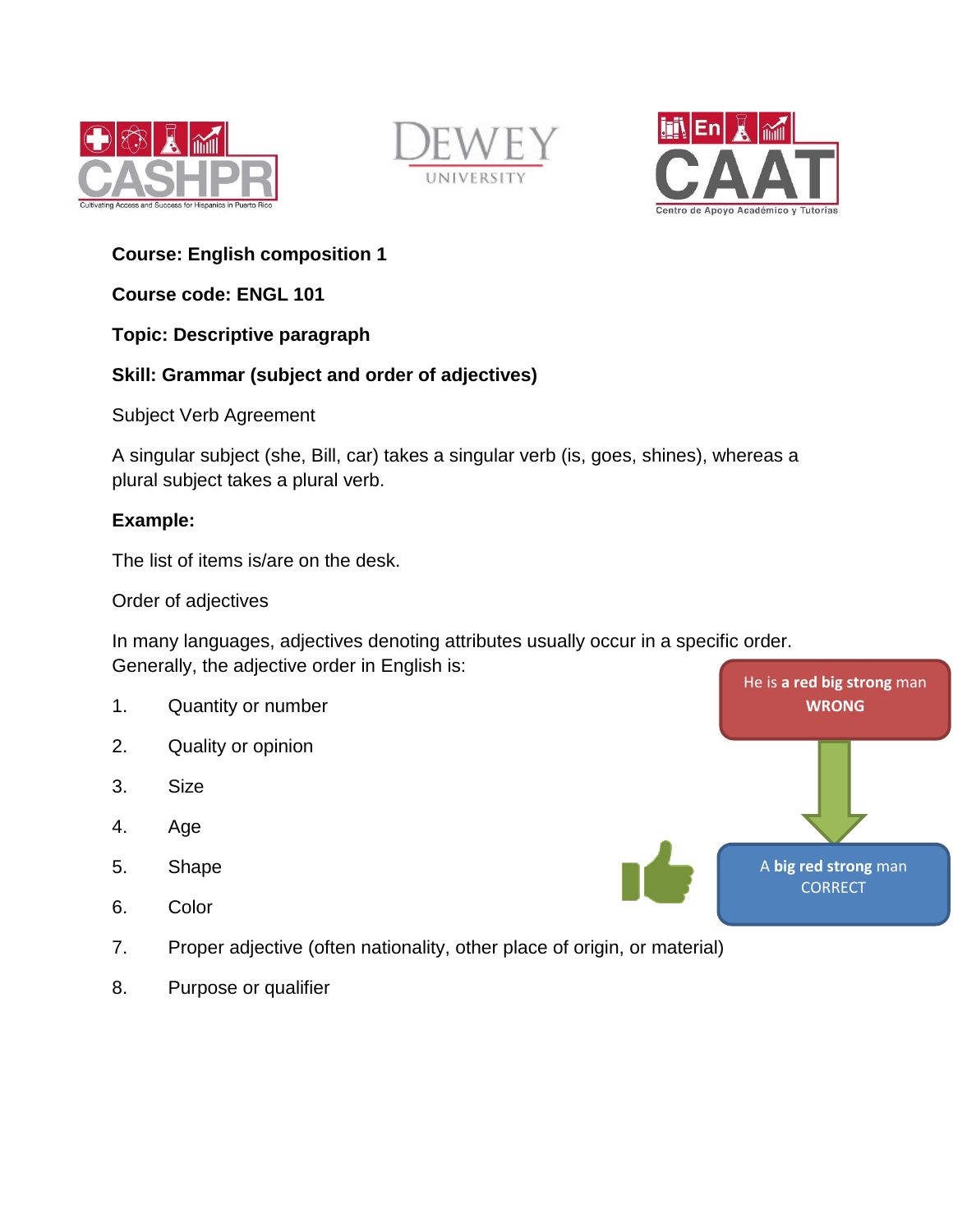**Course: English composition 1**

**Course code: ENGL 101**

**Topic: Descriptive paragraph**

**Skill: Grammar (subject and order of adjectives)**

Subject Verb Agreement

A singular subject (she, Bill, car) takes a singular verb (is, goes, shines), whereas a plural subject takes a plural verb.

**Example:**

The list of items is/are on the desk.

Order of adjectives

In many languages, adjectives denoting attributes usually occur in a specific order. Generally, the adjective order in English is:

1. Quantity or number
2. Quality or opinion
3. Size
4. Age
5. Shape
6. Color
7. Proper adjective (often nationality, other place of origin, or material)
8. Purpose or qualifier

He is **a red big strong** man
**WRONG**

A **big red strong** man
CORRECT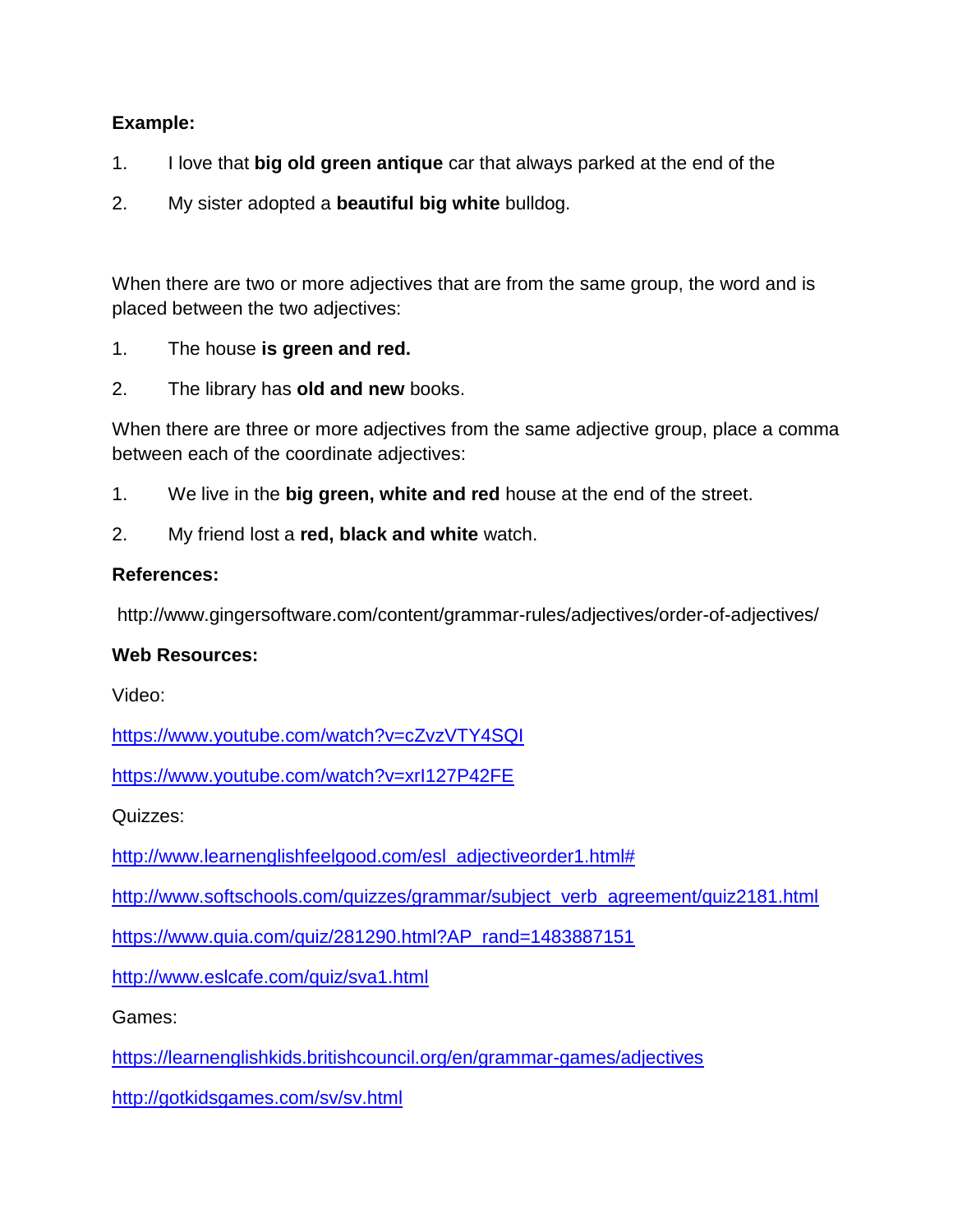**Example:**

1. I love that **big old green antique** car that always parked at the end of the

2. My sister adopted a **beautiful big white** bulldog.

When there are two or more adjectives that are from the same group, the word and is placed between the two adjectives:

1. The house **is green and red.**

2. The library has **old and new** books.

When there are three or more adjectives from the same adjective group, place a comma between each of the coordinate adjectives:

1. We live in the **big green, white and red** house at the end of the street.

2. My friend lost a **red, black and white** watch.

**References:**

http://www.gingersoftware.com/content/grammar-rules/adjectives/order-of-adjectives/

**Web Resources:**

Video:

https://www.youtube.com/watch?v=cZvzVTY4SQI

https://www.youtube.com/watch?v=xrI127P42FE

Quizzes:

http://www.learnenglishfeelgood.com/esl_adjectiveorder1.html#

http://www.softschools.com/quizzes/grammar/subject_verb_agreement/quiz2181.html

https://www.quia.com/quiz/281290.html?AP_rand=1483887151

http://www.eslcafe.com/quiz/sva1.html

Games:

https://learnenglishkids.britishcouncil.org/en/grammar-games/adjectives

http://gotkidsgames.com/sv/sv.html